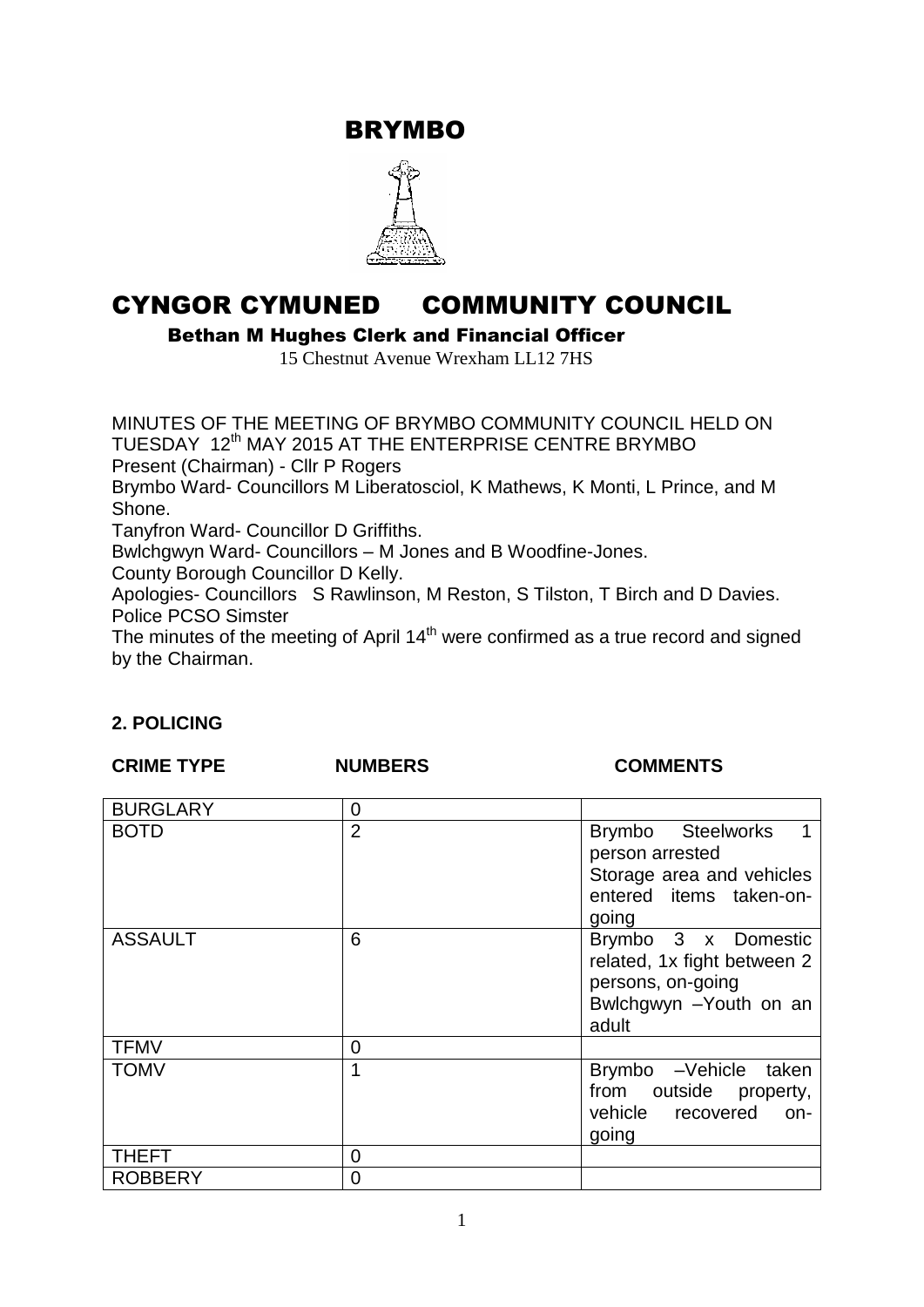# BRYMBO

# CYNGOR CYMUNED COMMUNITY COUNCIL

**Bethan M Hughes Clerk and Financial Officer**

15 Chestnut Avenue Wrexham LL12 7HS

MINUTES OF THE MEETING OF BRYMBO COMMUNITY COUNCIL HELD ON TUESDAY 12th MAY 2015 AT THE ENTERPRISE CENTRE BRYMBO

Present (Chairman) - Cllr P Rogers

Brymbo Ward- Councillors M Liberatosciol, K Mathews, K Monti, L Prince, and M Shone.

Tanyfron Ward- Councillor D Griffiths.

Bwlchgwyn Ward- Councillors – M Jones and B Woodfine-Jones.

County Borough Councillor D Kelly.

Apologies- Councillors S Rawlinson, M Reston, S Tilston, T Birch and D Davies.

Police PCSO Simster

The minutes of the meeting of April 14th were confirmed as a true record and signed by the Chairman.

## 2. POLICING

| CRIME TYPE | NUMBERS | COMMENTS |
|---|---|---|
| BURGLARY | 0 | |
| BOTD | 2 | Brymbo Steelworks 1 person arrested<br>Storage area and vehicles entered items taken-on-going |
| ASSAULT | 6 | Brymbo 3 x Domestic related, 1x fight between 2 persons, on-going<br>Bwlchgwyn –Youth on an adult |
| TFMV | 0 | |
| TOMV | 1 | Brymbo –Vehicle taken from outside property, vehicle recovered on-going |
| THEFT | 0 | |
| ROBBERY | 0 | |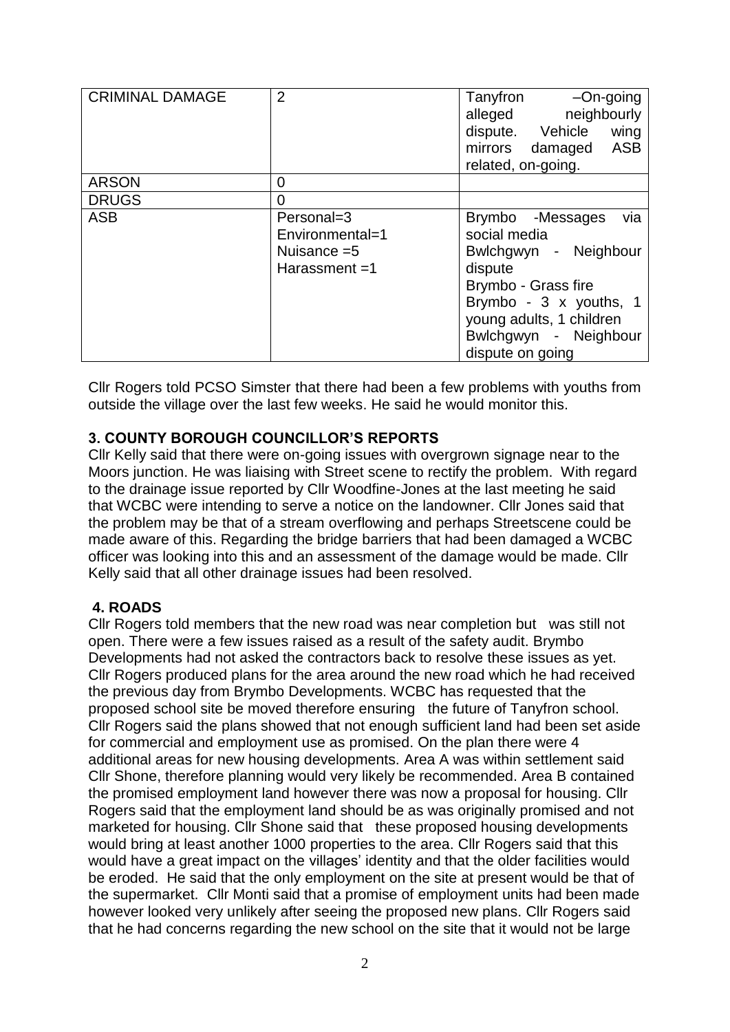| CRIMINAL DAMAGE | 2 | Tanyfron –On-going alleged neighbourly dispute. Vehicle wing mirrors damaged ASB related, on-going. |
|---|---|---|
| ARSON | 0 | |
| DRUGS | 0 | |
| ASB | Personal=3<br>Environmental=1<br>Nuisance =5<br>Harassment =1 | Brymbo -Messages via social media<br>Bwlchgwyn - Neighbour dispute<br>Brymbo - Grass fire<br>Brymbo - 3 x youths, 1 young adults, 1 children<br>Bwlchgwyn - Neighbour dispute on going |

Cllr Rogers told PCSO Simster that there had been a few problems with youths from outside the village over the last few weeks. He said he would monitor this.

### 3. COUNTY BOROUGH COUNCILLOR'S REPORTS

Cllr Kelly said that there were on-going issues with overgrown signage near to the Moors junction. He was liaising with Street scene to rectify the problem. With regard to the drainage issue reported by Cllr Woodfine-Jones at the last meeting he said that WCBC were intending to serve a notice on the landowner. Cllr Jones said that the problem may be that of a stream overflowing and perhaps Streetscene could be made aware of this. Regarding the bridge barriers that had been damaged a WCBC officer was looking into this and an assessment of the damage would be made. Cllr Kelly said that all other drainage issues had been resolved.

### 4. ROADS

Cllr Rogers told members that the new road was near completion but was still not open. There were a few issues raised as a result of the safety audit. Brymbo Developments had not asked the contractors back to resolve these issues as yet. Cllr Rogers produced plans for the area around the new road which he had received the previous day from Brymbo Developments. WCBC has requested that the proposed school site be moved therefore ensuring the future of Tanyfron school. Cllr Rogers said the plans showed that not enough sufficient land had been set aside for commercial and employment use as promised. On the plan there were 4 additional areas for new housing developments. Area A was within settlement said Cllr Shone, therefore planning would very likely be recommended. Area B contained the promised employment land however there was now a proposal for housing. Cllr Rogers said that the employment land should be as was originally promised and not marketed for housing. Cllr Shone said that these proposed housing developments would bring at least another 1000 properties to the area. Cllr Rogers said that this would have a great impact on the villages' identity and that the older facilities would be eroded. He said that the only employment on the site at present would be that of the supermarket. Cllr Monti said that a promise of employment units had been made however looked very unlikely after seeing the proposed new plans. Cllr Rogers said that he had concerns regarding the new school on the site that it would not be large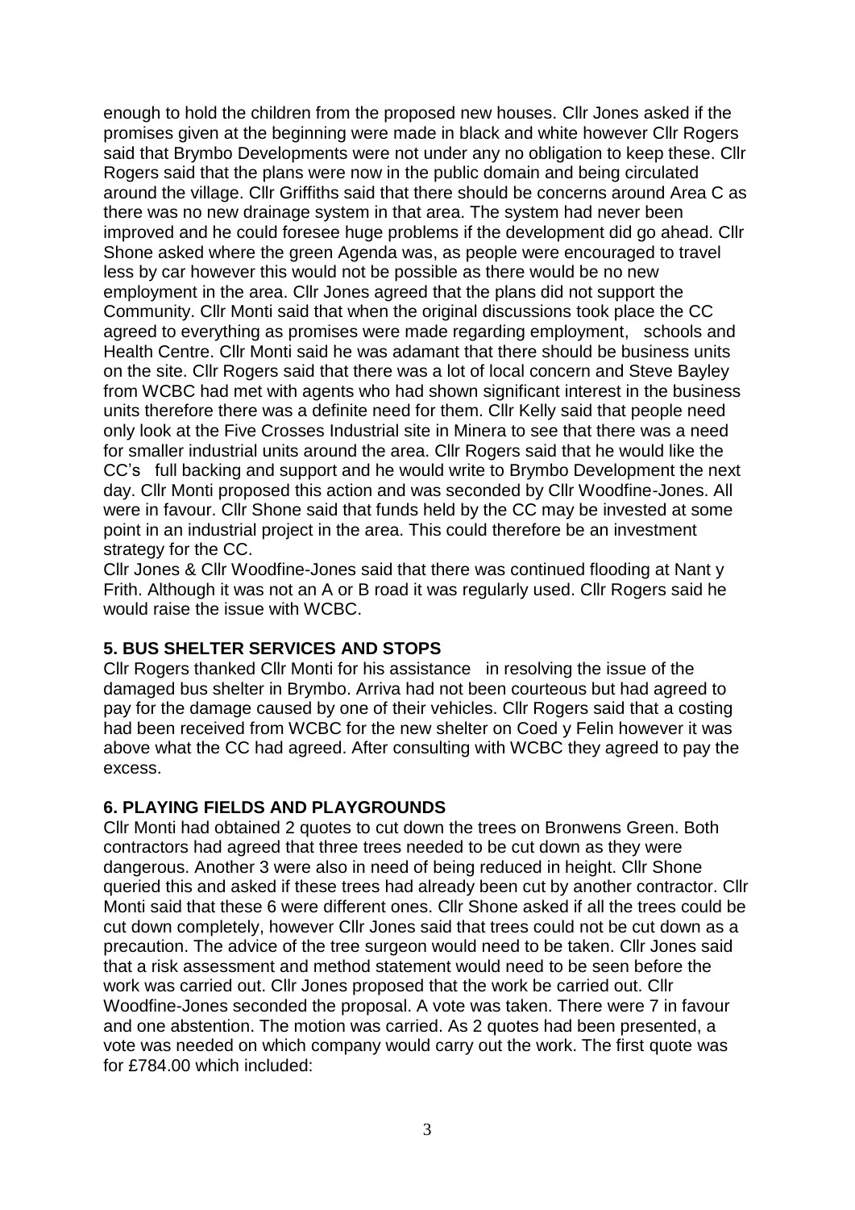enough to hold the children from the proposed new houses. Cllr Jones asked if the promises given at the beginning were made in black and white however Cllr Rogers said that Brymbo Developments were not under any no obligation to keep these. Cllr Rogers said that the plans were now in the public domain and being circulated around the village. Cllr Griffiths said that there should be concerns around Area C as there was no new drainage system in that area. The system had never been improved and he could foresee huge problems if the development did go ahead. Cllr Shone asked where the green Agenda was, as people were encouraged to travel less by car however this would not be possible as there would be no new employment in the area. Cllr Jones agreed that the plans did not support the Community. Cllr Monti said that when the original discussions took place the CC agreed to everything as promises were made regarding employment, schools and Health Centre. Cllr Monti said he was adamant that there should be business units on the site. Cllr Rogers said that there was a lot of local concern and Steve Bayley from WCBC had met with agents who had shown significant interest in the business units therefore there was a definite need for them. Cllr Kelly said that people need only look at the Five Crosses Industrial site in Minera to see that there was a need for smaller industrial units around the area. Cllr Rogers said that he would like the CC's full backing and support and he would write to Brymbo Development the next day. Cllr Monti proposed this action and was seconded by Cllr Woodfine-Jones. All were in favour. Cllr Shone said that funds held by the CC may be invested at some point in an industrial project in the area. This could therefore be an investment strategy for the CC.

Cllr Jones & Cllr Woodfine-Jones said that there was continued flooding at Nant y Frith. Although it was not an A or B road it was regularly used. Cllr Rogers said he would raise the issue with WCBC.

**5. BUS SHELTER SERVICES AND STOPS**

Cllr Rogers thanked Cllr Monti for his assistance in resolving the issue of the damaged bus shelter in Brymbo. Arriva had not been courteous but had agreed to pay for the damage caused by one of their vehicles. Cllr Rogers said that a costing had been received from WCBC for the new shelter on Coed y Felin however it was above what the CC had agreed. After consulting with WCBC they agreed to pay the excess.

**6. PLAYING FIELDS AND PLAYGROUNDS**

Cllr Monti had obtained 2 quotes to cut down the trees on Bronwens Green. Both contractors had agreed that three trees needed to be cut down as they were dangerous. Another 3 were also in need of being reduced in height. Cllr Shone queried this and asked if these trees had already been cut by another contractor. Cllr Monti said that these 6 were different ones. Cllr Shone asked if all the trees could be cut down completely, however Cllr Jones said that trees could not be cut down as a precaution. The advice of the tree surgeon would need to be taken. Cllr Jones said that a risk assessment and method statement would need to be seen before the work was carried out. Cllr Jones proposed that the work be carried out. Cllr Woodfine-Jones seconded the proposal. A vote was taken. There were 7 in favour and one abstention. The motion was carried. As 2 quotes had been presented, a vote was needed on which company would carry out the work. The first quote was for £784.00 which included: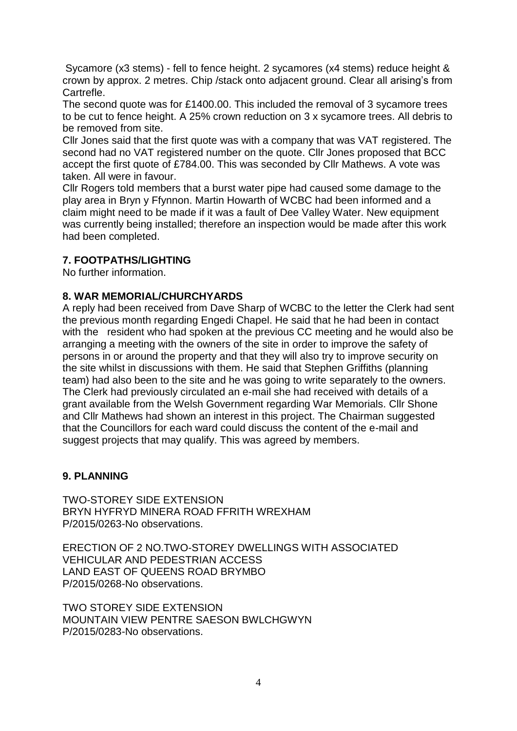Sycamore (x3 stems) - fell to fence height. 2 sycamores (x4 stems) reduce height & crown by approx. 2 metres. Chip /stack onto adjacent ground. Clear all arising's from Cartrefle.

The second quote was for £1400.00. This included the removal of 3 sycamore trees to be cut to fence height. A 25% crown reduction on 3 x sycamore trees. All debris to be removed from site.

Cllr Jones said that the first quote was with a company that was VAT registered. The second had no VAT registered number on the quote. Cllr Jones proposed that BCC accept the first quote of £784.00. This was seconded by Cllr Mathews. A vote was taken. All were in favour.

Cllr Rogers told members that a burst water pipe had caused some damage to the play area in Bryn y Ffynnon. Martin Howarth of WCBC had been informed and a claim might need to be made if it was a fault of Dee Valley Water. New equipment was currently being installed; therefore an inspection would be made after this work had been completed.

## 7. FOOTPATHS/LIGHTING

No further information.

## 8. WAR MEMORIAL/CHURCHYARDS

A reply had been received from Dave Sharp of WCBC to the letter the Clerk had sent the previous month regarding Engedi Chapel. He said that he had been in contact with the resident who had spoken at the previous CC meeting and he would also be arranging a meeting with the owners of the site in order to improve the safety of persons in or around the property and that they will also try to improve security on the site whilst in discussions with them. He said that Stephen Griffiths (planning team) had also been to the site and he was going to write separately to the owners.

The Clerk had previously circulated an e-mail she had received with details of a grant available from the Welsh Government regarding War Memorials. Cllr Shone and Cllr Mathews had shown an interest in this project. The Chairman suggested that the Councillors for each ward could discuss the content of the e-mail and suggest projects that may qualify. This was agreed by members.

## 9. PLANNING

TWO-STOREY SIDE EXTENSION
BRYN HYFRYD MINERA ROAD FFRITH WREXHAM
P/2015/0263-No observations.

ERECTION OF 2 NO.TWO-STOREY DWELLINGS WITH ASSOCIATED VEHICULAR AND PEDESTRIAN ACCESS
LAND EAST OF QUEENS ROAD BRYMBO
P/2015/0268-No observations.

TWO STOREY SIDE EXTENSION
MOUNTAIN VIEW PENTRE SAESON BWLCHGWYN
P/2015/0283-No observations.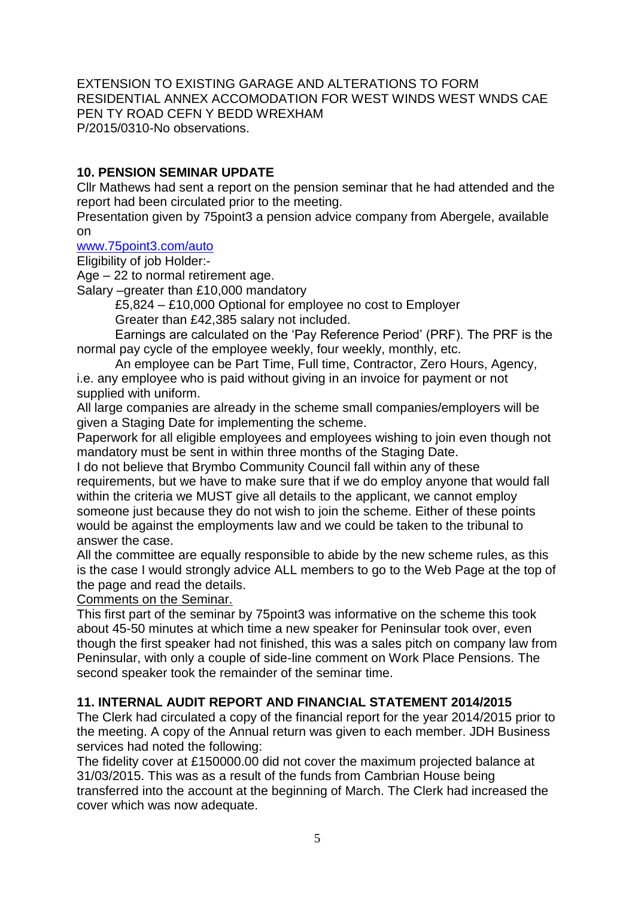EXTENSION TO EXISTING GARAGE AND ALTERATIONS TO FORM RESIDENTIAL ANNEX ACCOMODATION FOR WEST WINDS WEST WNDS CAE PEN TY ROAD CEFN Y BEDD WREXHAM
P/2015/0310-No observations.

## 10. PENSION SEMINAR UPDATE

Cllr Mathews had sent a report on the pension seminar that he had attended and the report had been circulated prior to the meeting.

Presentation given by 75point3 a pension advice company from Abergele, available on

www.75point3.com/auto

Eligibility of job Holder:-

Age – 22 to normal retirement age.

Salary –greater than £10,000 mandatory

£5,824 – £10,000 Optional for employee no cost to Employer

Greater than £42,385 salary not included.

Earnings are calculated on the 'Pay Reference Period' (PRF). The PRF is the normal pay cycle of the employee weekly, four weekly, monthly, etc.

An employee can be Part Time, Full time, Contractor, Zero Hours, Agency, i.e. any employee who is paid without giving in an invoice for payment or not supplied with uniform.

All large companies are already in the scheme small companies/employers will be given a Staging Date for implementing the scheme.

Paperwork for all eligible employees and employees wishing to join even though not mandatory must be sent in within three months of the Staging Date.

I do not believe that Brymbo Community Council fall within any of these requirements, but we have to make sure that if we do employ anyone that would fall within the criteria we MUST give all details to the applicant, we cannot employ someone just because they do not wish to join the scheme. Either of these points would be against the employments law and we could be taken to the tribunal to answer the case.

All the committee are equally responsible to abide by the new scheme rules, as this is the case I would strongly advice ALL members to go to the Web Page at the top of the page and read the details.

Comments on the Seminar.

This first part of the seminar by 75point3 was informative on the scheme this took about 45-50 minutes at which time a new speaker for Peninsular took over, even though the first speaker had not finished, this was a sales pitch on company law from Peninsular, with only a couple of side-line comment on Work Place Pensions. The second speaker took the remainder of the seminar time.

## 11. INTERNAL AUDIT REPORT AND FINANCIAL STATEMENT 2014/2015

The Clerk had circulated a copy of the financial report for the year 2014/2015 prior to the meeting. A copy of the Annual return was given to each member. JDH Business services had noted the following:

The fidelity cover at £150000.00 did not cover the maximum projected balance at 31/03/2015. This was as a result of the funds from Cambrian House being transferred into the account at the beginning of March. The Clerk had increased the cover which was now adequate.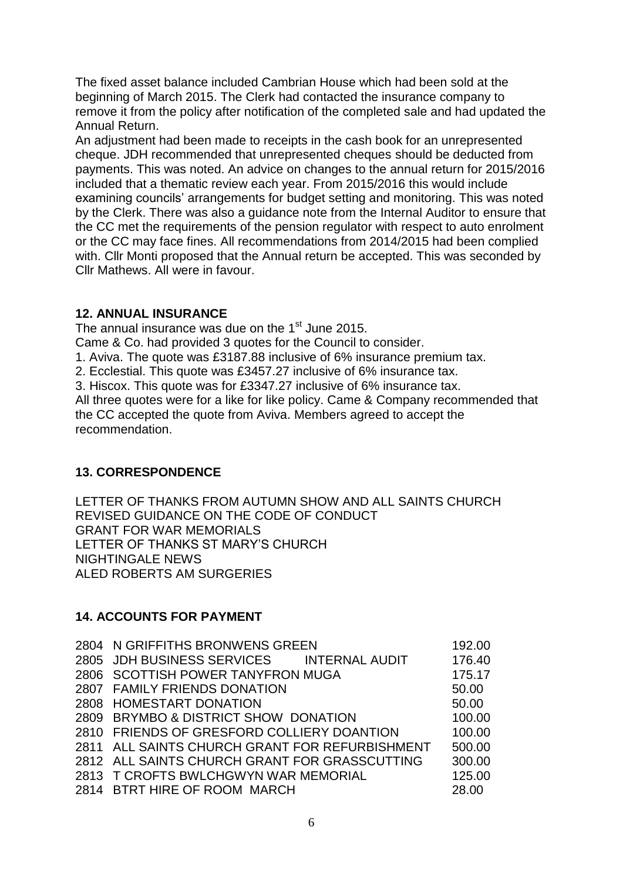The fixed asset balance included Cambrian House which had been sold at the beginning of March 2015. The Clerk had contacted the insurance company to remove it from the policy after notification of the completed sale and had updated the Annual Return.

An adjustment had been made to receipts in the cash book for an unrepresented cheque. JDH recommended that unrepresented cheques should be deducted from payments. This was noted. An advice on changes to the annual return for 2015/2016 included that a thematic review each year. From 2015/2016 this would include examining councils' arrangements for budget setting and monitoring. This was noted by the Clerk. There was also a guidance note from the Internal Auditor to ensure that the CC met the requirements of the pension regulator with respect to auto enrolment or the CC may face fines. All recommendations from 2014/2015 had been complied with. Cllr Monti proposed that the Annual return be accepted. This was seconded by Cllr Mathews. All were in favour.

## 12. ANNUAL INSURANCE

The annual insurance was due on the 1st June 2015.

Came & Co. had provided 3 quotes for the Council to consider.

1. Aviva. The quote was £3187.88 inclusive of 6% insurance premium tax.
2. Ecclestial. This quote was £3457.27 inclusive of 6% insurance tax.
3. Hiscox. This quote was for £3347.27 inclusive of 6% insurance tax.

All three quotes were for a like for like policy. Came & Company recommended that the CC accepted the quote from Aviva. Members agreed to accept the recommendation.

## 13. CORRESPONDENCE

LETTER OF THANKS FROM AUTUMN SHOW AND ALL SAINTS CHURCH
REVISED GUIDANCE ON THE CODE OF CONDUCT
GRANT FOR WAR MEMORIALS
LETTER OF THANKS ST MARY'S CHURCH
NIGHTINGALE NEWS
ALED ROBERTS AM SURGERIES

## 14. ACCOUNTS FOR PAYMENT

| | | |
|---|---|---|
| 2804 | N GRIFFITHS BRONWENS GREEN | 192.00 |
| 2805 | JDH BUSINESS SERVICES INTERNAL AUDIT | 176.40 |
| 2806 | SCOTTISH POWER TANYFRON MUGA | 175.17 |
| 2807 | FAMILY FRIENDS DONATION | 50.00 |
| 2808 | HOMESTART DONATION | 50.00 |
| 2809 | BRYMBO & DISTRICT SHOW DONATION | 100.00 |
| 2810 | FRIENDS OF GRESFORD COLLIERY DOANTION | 100.00 |
| 2811 | ALL SAINTS CHURCH GRANT FOR REFURBISHMENT | 500.00 |
| 2812 | ALL SAINTS CHURCH GRANT FOR GRASSCUTTING | 300.00 |
| 2813 | T CROFTS BWLCHGWYN WAR MEMORIAL | 125.00 |
| 2814 | BTRT HIRE OF ROOM MARCH | 28.00 |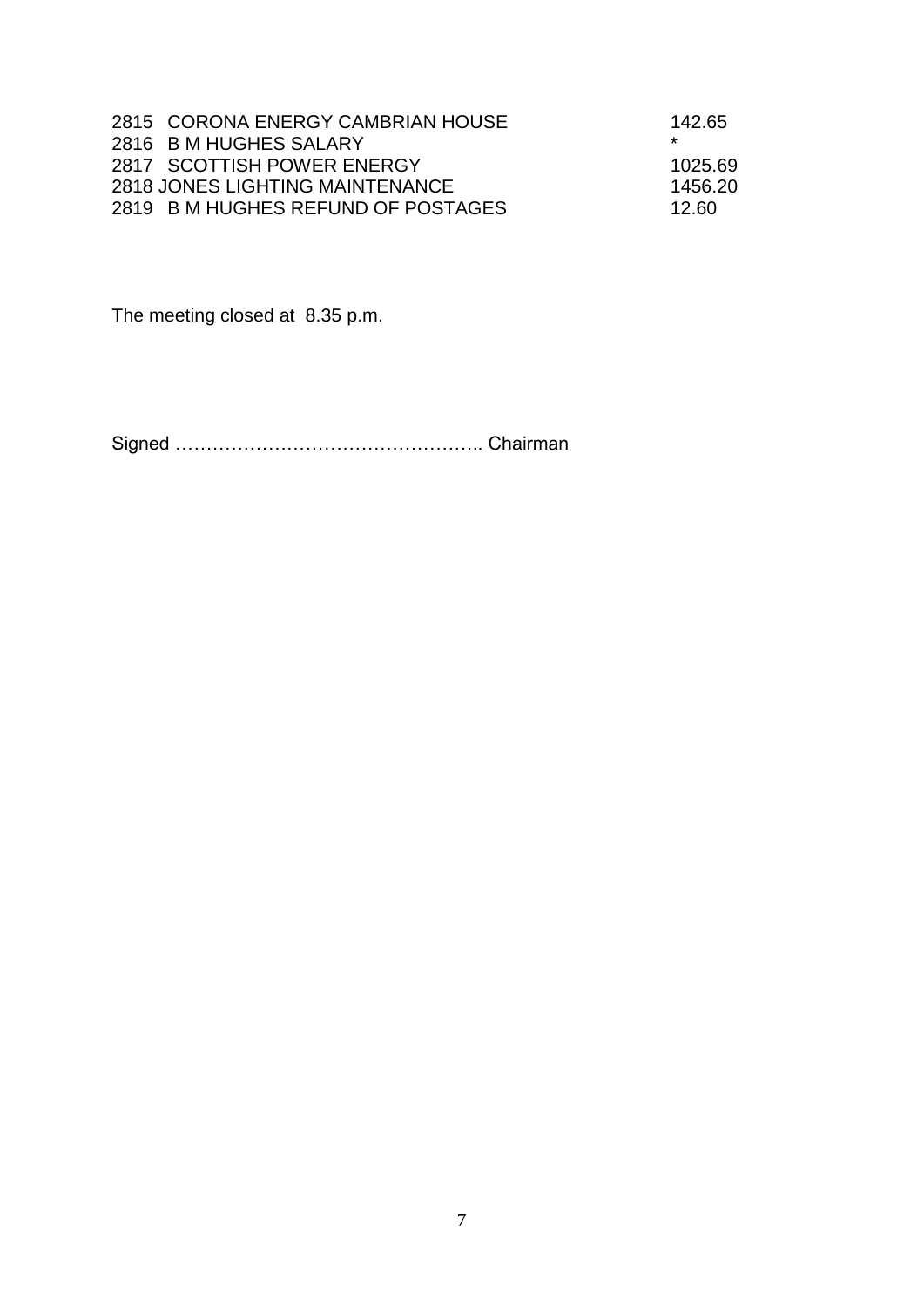| | | |
|---|---|---|
| 2815 | CORONA ENERGY CAMBRIAN HOUSE | 142.65 |
| 2816 | B M HUGHES SALARY | * |
| 2817 | SCOTTISH POWER ENERGY | 1025.69 |
| 2818 | JONES LIGHTING MAINTENANCE | 1456.20 |
| 2819 | B M HUGHES REFUND OF POSTAGES | 12.60 |

The meeting closed at 8.35 p.m.

Signed ………………………………………….. Chairman